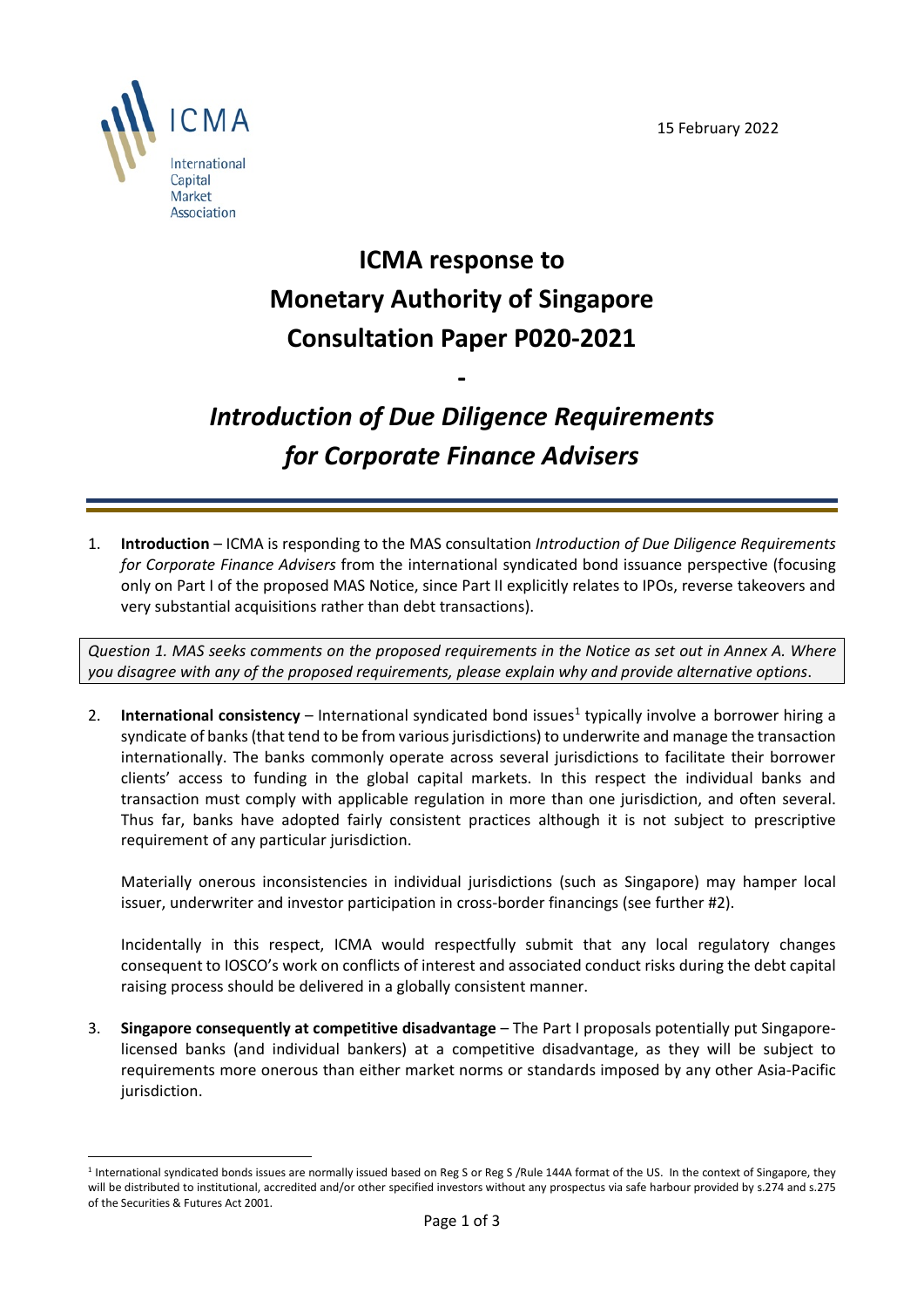15 February 2022

ICMA

International Capital Market Association

# ICMA response to Monetary Authority of Singapore Consultation Paper P020-2021

-

# *Introduction of Due Diligence Requirements for Corporate Finance Advisers*

1. **Introduction** – ICMA is responding to the MAS consultation *Introduction of Due Diligence Requirements for Corporate Finance Advisers* from the international syndicated bond issuance perspective (focusing only on Part I of the proposed MAS Notice, since Part II explicitly relates to IPOs, reverse takeovers and very substantial acquisitions rather than debt transactions).

*Question 1. MAS seeks comments on the proposed requirements in the Notice as set out in Annex A. Where you disagree with any of the proposed requirements, please explain why and provide alternative options.*

2. **International consistency** – International syndicated bond issues[1] typically involve a borrower hiring a syndicate of banks (that tend to be from various jurisdictions) to underwrite and manage the transaction internationally. The banks commonly operate across several jurisdictions to facilitate their borrower clients' access to funding in the global capital markets. In this respect the individual banks and transaction must comply with applicable regulation in more than one jurisdiction, and often several. Thus far, banks have adopted fairly consistent practices although it is not subject to prescriptive requirement of any particular jurisdiction.

   Materially onerous inconsistencies in individual jurisdictions (such as Singapore) may hamper local issuer, underwriter and investor participation in cross-border financings (see further #2).

   Incidentally in this respect, ICMA would respectfully submit that any local regulatory changes consequent to IOSCO's work on conflicts of interest and associated conduct risks during the debt capital raising process should be delivered in a globally consistent manner.

3. **Singapore consequently at competitive disadvantage** – The Part I proposals potentially put Singapore-licensed banks (and individual bankers) at a competitive disadvantage, as they will be subject to requirements more onerous than either market norms or standards imposed by any other Asia-Pacific jurisdiction.

[1] International syndicated bonds issues are normally issued based on Reg S or Reg S /Rule 144A format of the US. In the context of Singapore, they will be distributed to institutional, accredited and/or other specified investors without any prospectus via safe harbour provided by s.274 and s.275 of the Securities & Futures Act 2001.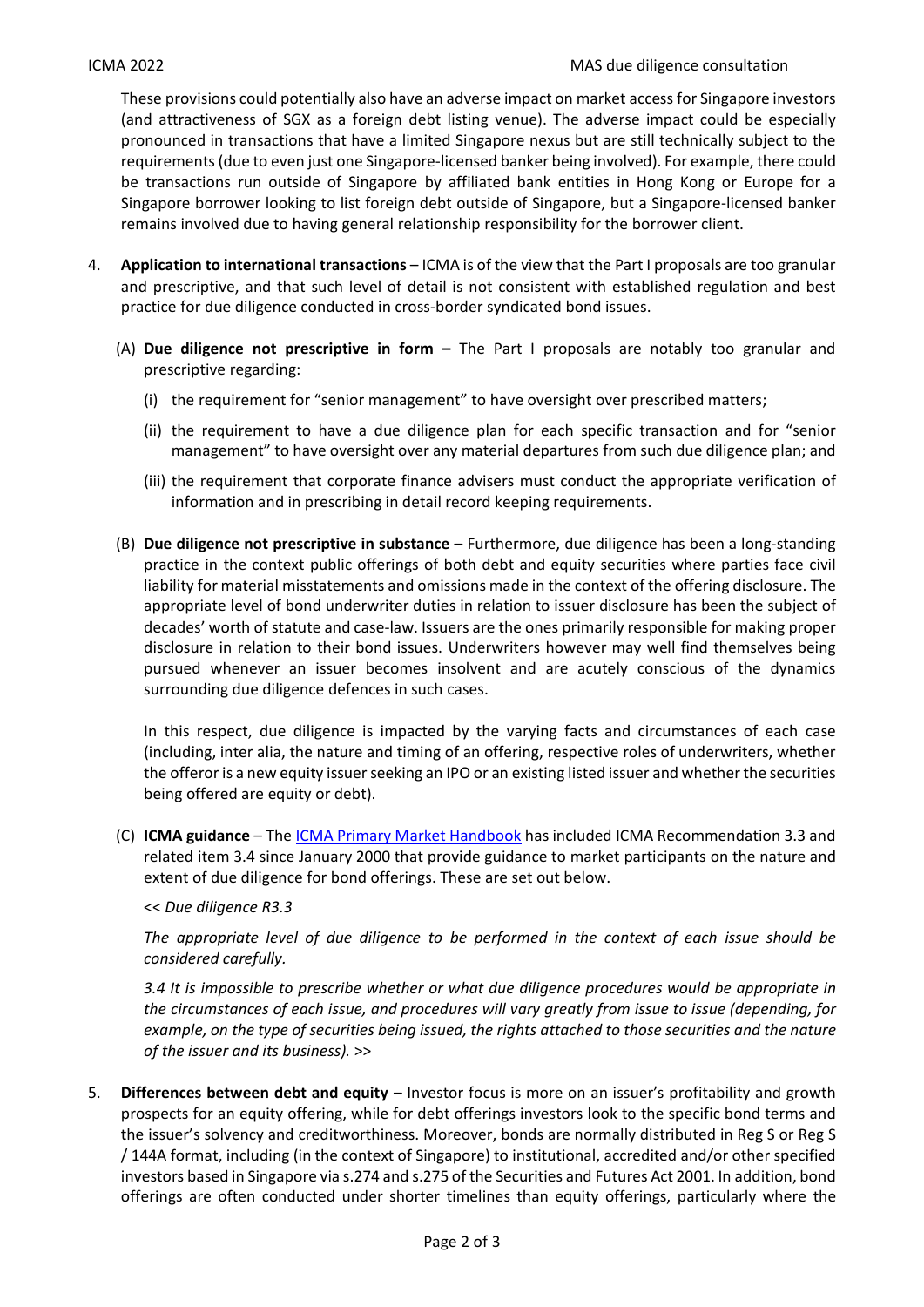These provisions could potentially also have an adverse impact on market access for Singapore investors (and attractiveness of SGX as a foreign debt listing venue). The adverse impact could be especially pronounced in transactions that have a limited Singapore nexus but are still technically subject to the requirements (due to even just one Singapore-licensed banker being involved). For example, there could be transactions run outside of Singapore by affiliated bank entities in Hong Kong or Europe for a Singapore borrower looking to list foreign debt outside of Singapore, but a Singapore-licensed banker remains involved due to having general relationship responsibility for the borrower client.

4. **Application to international transactions** – ICMA is of the view that the Part I proposals are too granular and prescriptive, and that such level of detail is not consistent with established regulation and best practice for due diligence conducted in cross-border syndicated bond issues.

   (A) **Due diligence not prescriptive in form –** The Part I proposals are notably too granular and prescriptive regarding:

   (i) the requirement for "senior management" to have oversight over prescribed matters;

   (ii) the requirement to have a due diligence plan for each specific transaction and for "senior management" to have oversight over any material departures from such due diligence plan; and

   (iii) the requirement that corporate finance advisers must conduct the appropriate verification of information and in prescribing in detail record keeping requirements.

   (B) **Due diligence not prescriptive in substance** – Furthermore, due diligence has been a long-standing practice in the context public offerings of both debt and equity securities where parties face civil liability for material misstatements and omissions made in the context of the offering disclosure. The appropriate level of bond underwriter duties in relation to issuer disclosure has been the subject of decades' worth of statute and case-law. Issuers are the ones primarily responsible for making proper disclosure in relation to their bond issues. Underwriters however may well find themselves being pursued whenever an issuer becomes insolvent and are acutely conscious of the dynamics surrounding due diligence defences in such cases.

   In this respect, due diligence is impacted by the varying facts and circumstances of each case (including, inter alia, the nature and timing of an offering, respective roles of underwriters, whether the offeror is a new equity issuer seeking an IPO or an existing listed issuer and whether the securities being offered are equity or debt).

   (C) **ICMA guidance** – The ICMA Primary Market Handbook has included ICMA Recommendation 3.3 and related item 3.4 since January 2000 that provide guidance to market participants on the nature and extent of due diligence for bond offerings. These are set out below.

   << *Due diligence R3.3*

   *The appropriate level of due diligence to be performed in the context of each issue should be considered carefully.*

   *3.4 It is impossible to prescribe whether or what due diligence procedures would be appropriate in the circumstances of each issue, and procedures will vary greatly from issue to issue (depending, for example, on the type of securities being issued, the rights attached to those securities and the nature of the issuer and its business).* >>

5. **Differences between debt and equity** – Investor focus is more on an issuer's profitability and growth prospects for an equity offering, while for debt offerings investors look to the specific bond terms and the issuer's solvency and creditworthiness. Moreover, bonds are normally distributed in Reg S or Reg S / 144A format, including (in the context of Singapore) to institutional, accredited and/or other specified investors based in Singapore via s.274 and s.275 of the Securities and Futures Act 2001. In addition, bond offerings are often conducted under shorter timelines than equity offerings, particularly where the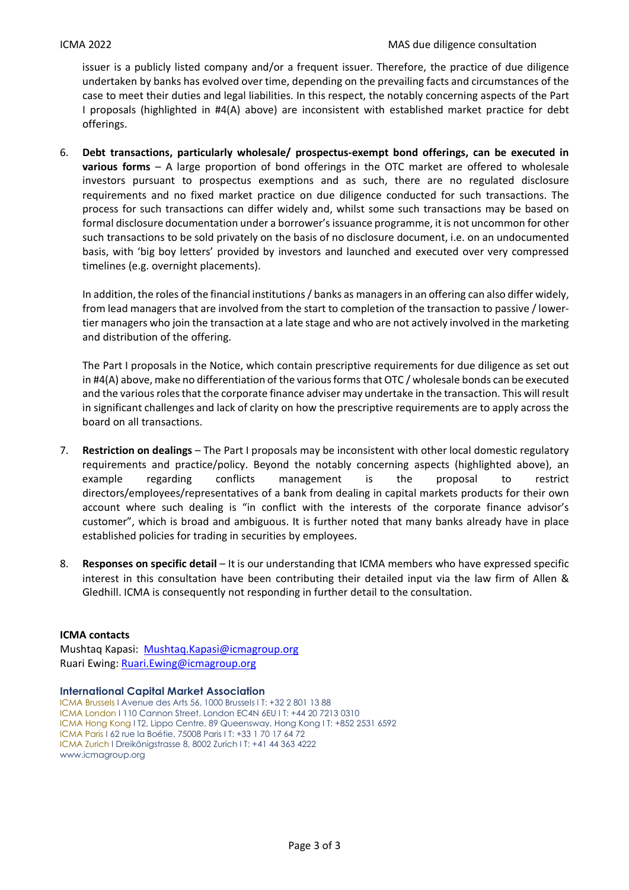issuer is a publicly listed company and/or a frequent issuer. Therefore, the practice of due diligence undertaken by banks has evolved over time, depending on the prevailing facts and circumstances of the case to meet their duties and legal liabilities. In this respect, the notably concerning aspects of the Part I proposals (highlighted in #4(A) above) are inconsistent with established market practice for debt offerings.

6. **Debt transactions, particularly wholesale/ prospectus-exempt bond offerings, can be executed in various forms** – A large proportion of bond offerings in the OTC market are offered to wholesale investors pursuant to prospectus exemptions and as such, there are no regulated disclosure requirements and no fixed market practice on due diligence conducted for such transactions. The process for such transactions can differ widely and, whilst some such transactions may be based on formal disclosure documentation under a borrower's issuance programme, it is not uncommon for other such transactions to be sold privately on the basis of no disclosure document, i.e. on an undocumented basis, with 'big boy letters' provided by investors and launched and executed over very compressed timelines (e.g. overnight placements).

   In addition, the roles of the financial institutions / banks as managers in an offering can also differ widely, from lead managers that are involved from the start to completion of the transaction to passive / lower-tier managers who join the transaction at a late stage and who are not actively involved in the marketing and distribution of the offering.

   The Part I proposals in the Notice, which contain prescriptive requirements for due diligence as set out in #4(A) above, make no differentiation of the various forms that OTC / wholesale bonds can be executed and the various roles that the corporate finance adviser may undertake in the transaction. This will result in significant challenges and lack of clarity on how the prescriptive requirements are to apply across the board on all transactions.

7. **Restriction on dealings** – The Part I proposals may be inconsistent with other local domestic regulatory requirements and practice/policy. Beyond the notably concerning aspects (highlighted above), an example regarding conflicts management is the proposal to restrict directors/employees/representatives of a bank from dealing in capital markets products for their own account where such dealing is "in conflict with the interests of the corporate finance advisor's customer", which is broad and ambiguous. It is further noted that many banks already have in place established policies for trading in securities by employees.

8. **Responses on specific detail** – It is our understanding that ICMA members who have expressed specific interest in this consultation have been contributing their detailed input via the law firm of Allen & Gledhill. ICMA is consequently not responding in further detail to the consultation.

**ICMA contacts**
Mushtaq Kapasi: Mushtaq.Kapasi@icmagroup.org
Ruari Ewing: Ruari.Ewing@icmagroup.org

**International Capital Market Association**
ICMA Brussels I Avenue des Arts 56, 1000 Brussels I T: +32 2 801 13 88
ICMA London I 110 Cannon Street, London EC4N 6EU I T: +44 20 7213 0310
ICMA Hong Kong I T2, Lippo Centre, 89 Queensway, Hong Kong I T: +852 2531 6592
ICMA Paris I 62 rue la Boétie, 75008 Paris I T: +33 1 70 17 64 72
ICMA Zurich I Dreikönigstrasse 8, 8002 Zurich I T: +41 44 363 4222
www.icmagroup.org